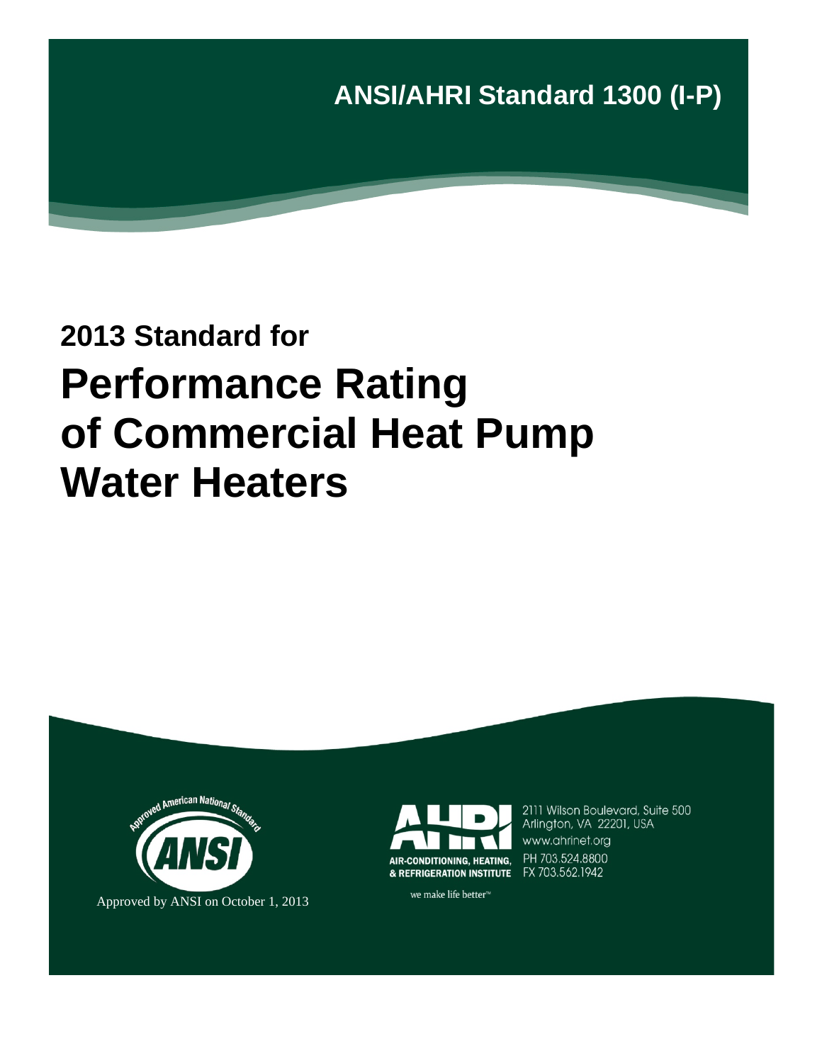**ANSI/AHRI Standard 1300 (I-P)**

## 2013 Standard for

# Performance Rating of Commercial Heat Pump Water Heaters

Approved American National Standard

ANSI

Approved by ANSI on October 1, 2013

AHRI

AIR-CONDITIONING, HEATING, & REFRIGERATION INSTITUTE

we make life better™

2111 Wilson Boulevard, Suite 500
Arlington, VA 22201, USA
www.ahrinet.org
PH 703.524.8800
FX 703.562.1942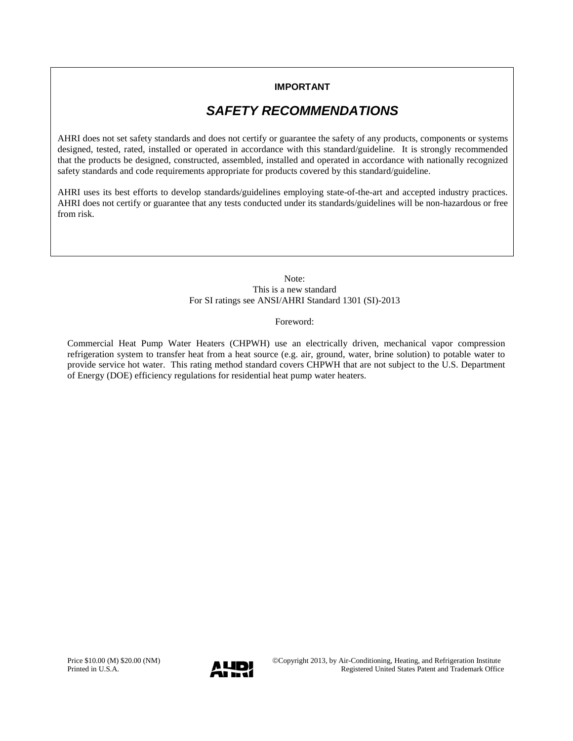**IMPORTANT**

## *SAFETY RECOMMENDATIONS*

AHRI does not set safety standards and does not certify or guarantee the safety of any products, components or systems designed, tested, rated, installed or operated in accordance with this standard/guideline. It is strongly recommended that the products be designed, constructed, assembled, installed and operated in accordance with nationally recognized safety standards and code requirements appropriate for products covered by this standard/guideline.

AHRI uses its best efforts to develop standards/guidelines employing state-of-the-art and accepted industry practices. AHRI does not certify or guarantee that any tests conducted under its standards/guidelines will be non-hazardous or free from risk.

Note:
This is a new standard
For SI ratings see ANSI/AHRI Standard 1301 (SI)-2013

Foreword:

Commercial Heat Pump Water Heaters (CHPWH) use an electrically driven, mechanical vapor compression refrigeration system to transfer heat from a heat source (e.g. air, ground, water, brine solution) to potable water to provide service hot water. This rating method standard covers CHPWH that are not subject to the U.S. Department of Energy (DOE) efficiency regulations for residential heat pump water heaters.

Price $10.00 (M) $20.00 (NM)
Printed in U.S.A.

©Copyright 2013, by Air-Conditioning, Heating, and Refrigeration Institute
Registered United States Patent and Trademark Office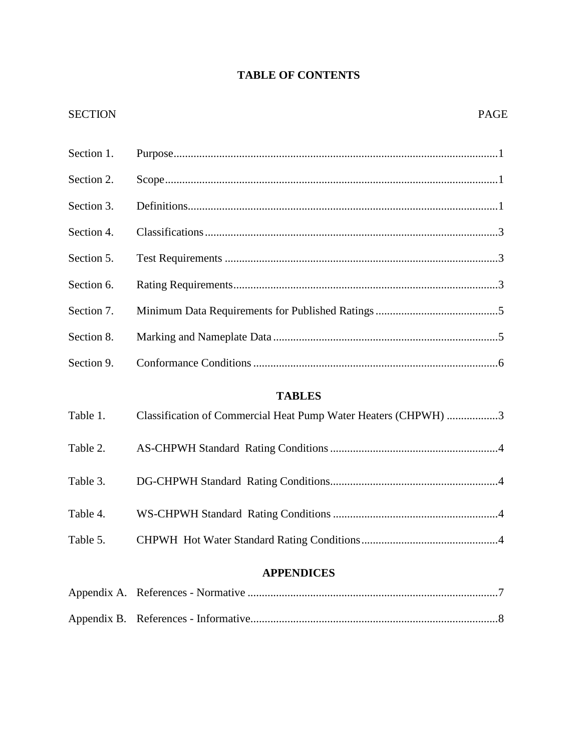# TABLE OF CONTENTS

| SECTION | | PAGE |
|---|---|---|
| Section 1. | Purpose | 1 |
| Section 2. | Scope | 1 |
| Section 3. | Definitions | 1 |
| Section 4. | Classifications | 3 |
| Section 5. | Test Requirements | 3 |
| Section 6. | Rating Requirements | 3 |
| Section 7. | Minimum Data Requirements for Published Ratings | 5 |
| Section 8. | Marking and Nameplate Data | 5 |
| Section 9. | Conformance Conditions | 6 |

## TABLES

| | | |
|---|---|---|
| Table 1. | Classification of Commercial Heat Pump Water Heaters (CHPWH) | 3 |
| Table 2. | AS-CHPWH Standard Rating Conditions | 4 |
| Table 3. | DG-CHPWH Standard Rating Conditions | 4 |
| Table 4. | WS-CHPWH Standard Rating Conditions | 4 |
| Table 5. | CHPWH Hot Water Standard Rating Conditions | 4 |

## APPENDICES

| | | |
|---|---|---|
| Appendix A. | References - Normative | 7 |
| Appendix B. | References - Informative | 8 |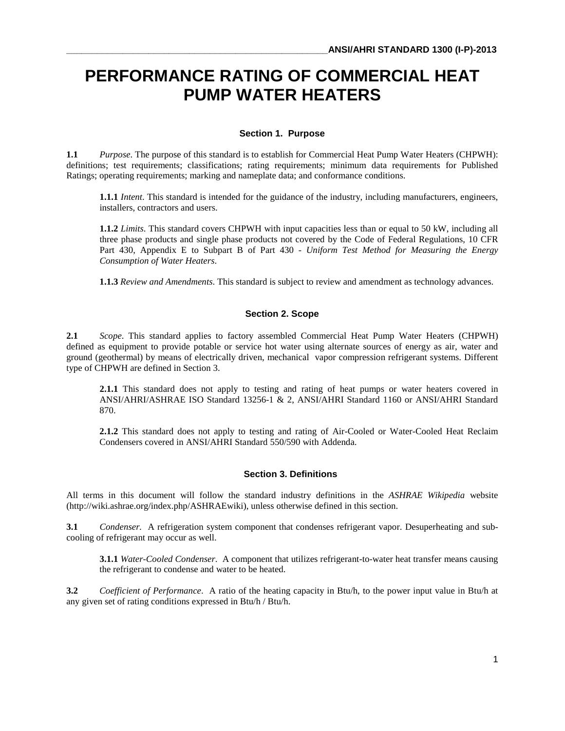# PERFORMANCE RATING OF COMMERCIAL HEAT PUMP WATER HEATERS

## Section 1. Purpose

**1.1** *Purpose*. The purpose of this standard is to establish for Commercial Heat Pump Water Heaters (CHPWH): definitions; test requirements; classifications; rating requirements; minimum data requirements for Published Ratings; operating requirements; marking and nameplate data; and conformance conditions.

**1.1.1** *Intent*. This standard is intended for the guidance of the industry, including manufacturers, engineers, installers, contractors and users.

**1.1.2** *Limits*. This standard covers CHPWH with input capacities less than or equal to 50 kW, including all three phase products and single phase products not covered by the Code of Federal Regulations, 10 CFR Part 430, Appendix E to Subpart B of Part 430 - *Uniform Test Method for Measuring the Energy Consumption of Water Heaters*.

**1.1.3** *Review and Amendments*. This standard is subject to review and amendment as technology advances.

## Section 2. Scope

**2.1** *Scope*. This standard applies to factory assembled Commercial Heat Pump Water Heaters (CHPWH) defined as equipment to provide potable or service hot water using alternate sources of energy as air, water and ground (geothermal) by means of electrically driven, mechanical vapor compression refrigerant systems. Different type of CHPWH are defined in Section 3.

**2.1.1** This standard does not apply to testing and rating of heat pumps or water heaters covered in ANSI/AHRI/ASHRAE ISO Standard 13256-1 & 2, ANSI/AHRI Standard 1160 or ANSI/AHRI Standard 870.

**2.1.2** This standard does not apply to testing and rating of Air-Cooled or Water-Cooled Heat Reclaim Condensers covered in ANSI/AHRI Standard 550/590 with Addenda.

## Section 3. Definitions

All terms in this document will follow the standard industry definitions in the *ASHRAE Wikipedia* website (http://wiki.ashrae.org/index.php/ASHRAEwiki), unless otherwise defined in this section.

**3.1** *Condenser.* A refrigeration system component that condenses refrigerant vapor. Desuperheating and sub-cooling of refrigerant may occur as well.

**3.1.1** *Water-Cooled Condenser*. A component that utilizes refrigerant-to-water heat transfer means causing the refrigerant to condense and water to be heated.

**3.2** *Coefficient of Performance*. A ratio of the heating capacity in Btu/h, to the power input value in Btu/h at any given set of rating conditions expressed in Btu/h / Btu/h.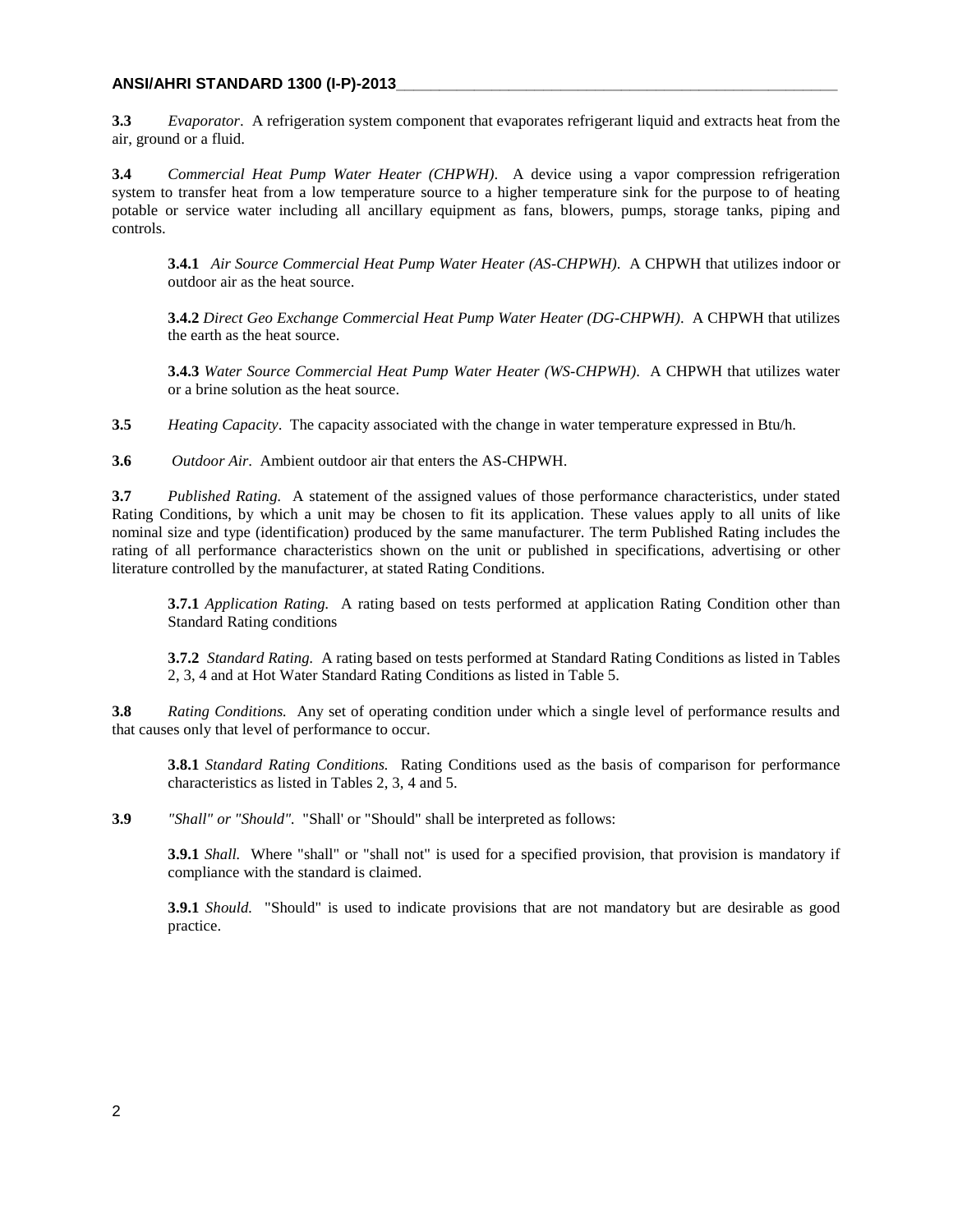**3.3** *Evaporator*. A refrigeration system component that evaporates refrigerant liquid and extracts heat from the air, ground or a fluid.

**3.4** *Commercial Heat Pump Water Heater (CHPWH)*. A device using a vapor compression refrigeration system to transfer heat from a low temperature source to a higher temperature sink for the purpose to of heating potable or service water including all ancillary equipment as fans, blowers, pumps, storage tanks, piping and controls.

**3.4.1** *Air Source Commercial Heat Pump Water Heater (AS-CHPWH)*. A CHPWH that utilizes indoor or outdoor air as the heat source.

**3.4.2** *Direct Geo Exchange Commercial Heat Pump Water Heater (DG-CHPWH)*. A CHPWH that utilizes the earth as the heat source.

**3.4.3** *Water Source Commercial Heat Pump Water Heater (WS-CHPWH)*. A CHPWH that utilizes water or a brine solution as the heat source.

**3.5** *Heating Capacity*. The capacity associated with the change in water temperature expressed in Btu/h.

**3.6** *Outdoor Air*. Ambient outdoor air that enters the AS-CHPWH.

**3.7** *Published Rating.* A statement of the assigned values of those performance characteristics, under stated Rating Conditions, by which a unit may be chosen to fit its application. These values apply to all units of like nominal size and type (identification) produced by the same manufacturer. The term Published Rating includes the rating of all performance characteristics shown on the unit or published in specifications, advertising or other literature controlled by the manufacturer, at stated Rating Conditions.

**3.7.1** *Application Rating.* A rating based on tests performed at application Rating Condition other than Standard Rating conditions

**3.7.2** *Standard Rating.* A rating based on tests performed at Standard Rating Conditions as listed in Tables 2, 3, 4 and at Hot Water Standard Rating Conditions as listed in Table 5.

**3.8** *Rating Conditions.* Any set of operating condition under which a single level of performance results and that causes only that level of performance to occur.

**3.8.1** *Standard Rating Conditions.* Rating Conditions used as the basis of comparison for performance characteristics as listed in Tables 2, 3, 4 and 5.

**3.9** *"Shall" or "Should".* "Shall' or "Should" shall be interpreted as follows:

**3.9.1** *Shall.* Where "shall" or "shall not" is used for a specified provision, that provision is mandatory if compliance with the standard is claimed.

**3.9.1** *Should.* "Should" is used to indicate provisions that are not mandatory but are desirable as good practice.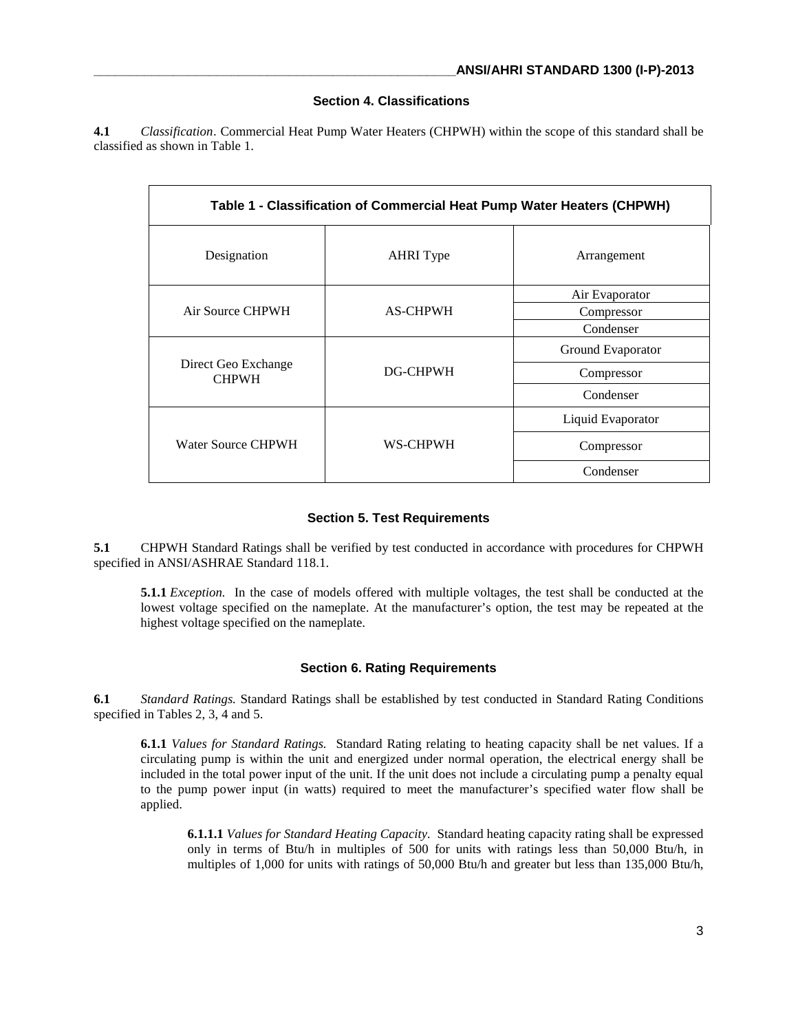## Section 4. Classifications

**4.1** *Classification*. Commercial Heat Pump Water Heaters (CHPWH) within the scope of this standard shall be classified as shown in Table 1.

**Table 1 - Classification of Commercial Heat Pump Water Heaters (CHPWH)**

| Designation | AHRI Type | Arrangement |
|---|---|---|
| Air Source CHPWH | AS-CHPWH | Air Evaporator |
| | | Compressor |
| | | Condenser |
| Direct Geo Exchange CHPWH | DG-CHPWH | Ground Evaporator |
| | | Compressor |
| | | Condenser |
| Water Source CHPWH | WS-CHPWH | Liquid Evaporator |
| | | Compressor |
| | | Condenser |

## Section 5. Test Requirements

**5.1** CHPWH Standard Ratings shall be verified by test conducted in accordance with procedures for CHPWH specified in ANSI/ASHRAE Standard 118.1.

**5.1.1** *Exception.* In the case of models offered with multiple voltages, the test shall be conducted at the lowest voltage specified on the nameplate. At the manufacturer's option, the test may be repeated at the highest voltage specified on the nameplate.

## Section 6. Rating Requirements

**6.1** *Standard Ratings.* Standard Ratings shall be established by test conducted in Standard Rating Conditions specified in Tables 2, 3, 4 and 5.

**6.1.1** *Values for Standard Ratings.* Standard Rating relating to heating capacity shall be net values. If a circulating pump is within the unit and energized under normal operation, the electrical energy shall be included in the total power input of the unit. If the unit does not include a circulating pump a penalty equal to the pump power input (in watts) required to meet the manufacturer's specified water flow shall be applied.

**6.1.1.1** *Values for Standard Heating Capacity.* Standard heating capacity rating shall be expressed only in terms of Btu/h in multiples of 500 for units with ratings less than 50,000 Btu/h, in multiples of 1,000 for units with ratings of 50,000 Btu/h and greater but less than 135,000 Btu/h,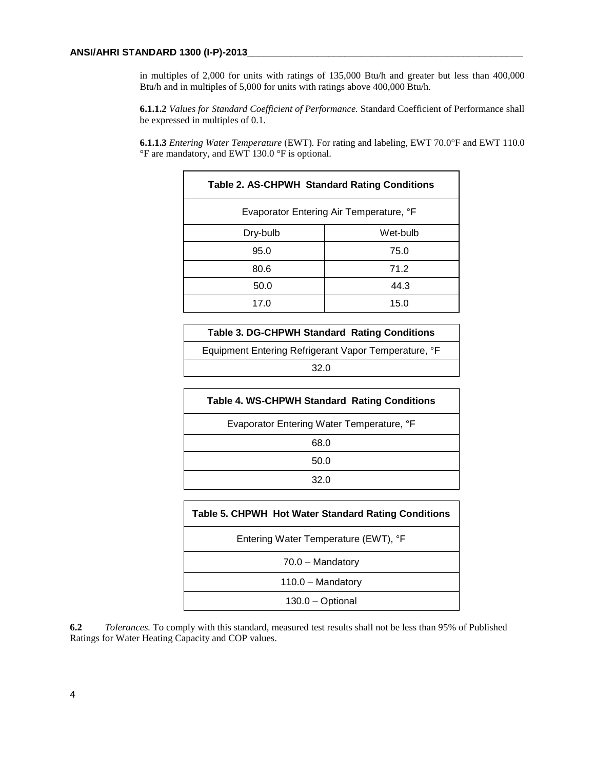in multiples of 2,000 for units with ratings of 135,000 Btu/h and greater but less than 400,000 Btu/h and in multiples of 5,000 for units with ratings above 400,000 Btu/h.

**6.1.1.2** *Values for Standard Coefficient of Performance.* Standard Coefficient of Performance shall be expressed in multiples of 0.1.

**6.1.1.3** *Entering Water Temperature* (EWT). For rating and labeling, EWT 70.0°F and EWT 110.0 °F are mandatory, and EWT 130.0 °F is optional.

| Table 2. AS-CHPWH Standard Rating Conditions | |
|---|---|
| Evaporator Entering Air Temperature, °F | |
| Dry-bulb | Wet-bulb |
| 95.0 | 75.0 |
| 80.6 | 71.2 |
| 50.0 | 44.3 |
| 17.0 | 15.0 |

| Table 3. DG-CHPWH Standard Rating Conditions |
|---|
| Equipment Entering Refrigerant Vapor Temperature, °F |
| 32.0 |

| Table 4. WS-CHPWH Standard Rating Conditions |
|---|
| Evaporator Entering Water Temperature, °F |
| 68.0 |
| 50.0 |
| 32.0 |

| Table 5. CHPWH Hot Water Standard Rating Conditions |
|---|
| Entering Water Temperature (EWT), °F |
| 70.0 – Mandatory |
| 110.0 – Mandatory |
| 130.0 – Optional |

**6.2** *Tolerances.* To comply with this standard, measured test results shall not be less than 95% of Published Ratings for Water Heating Capacity and COP values.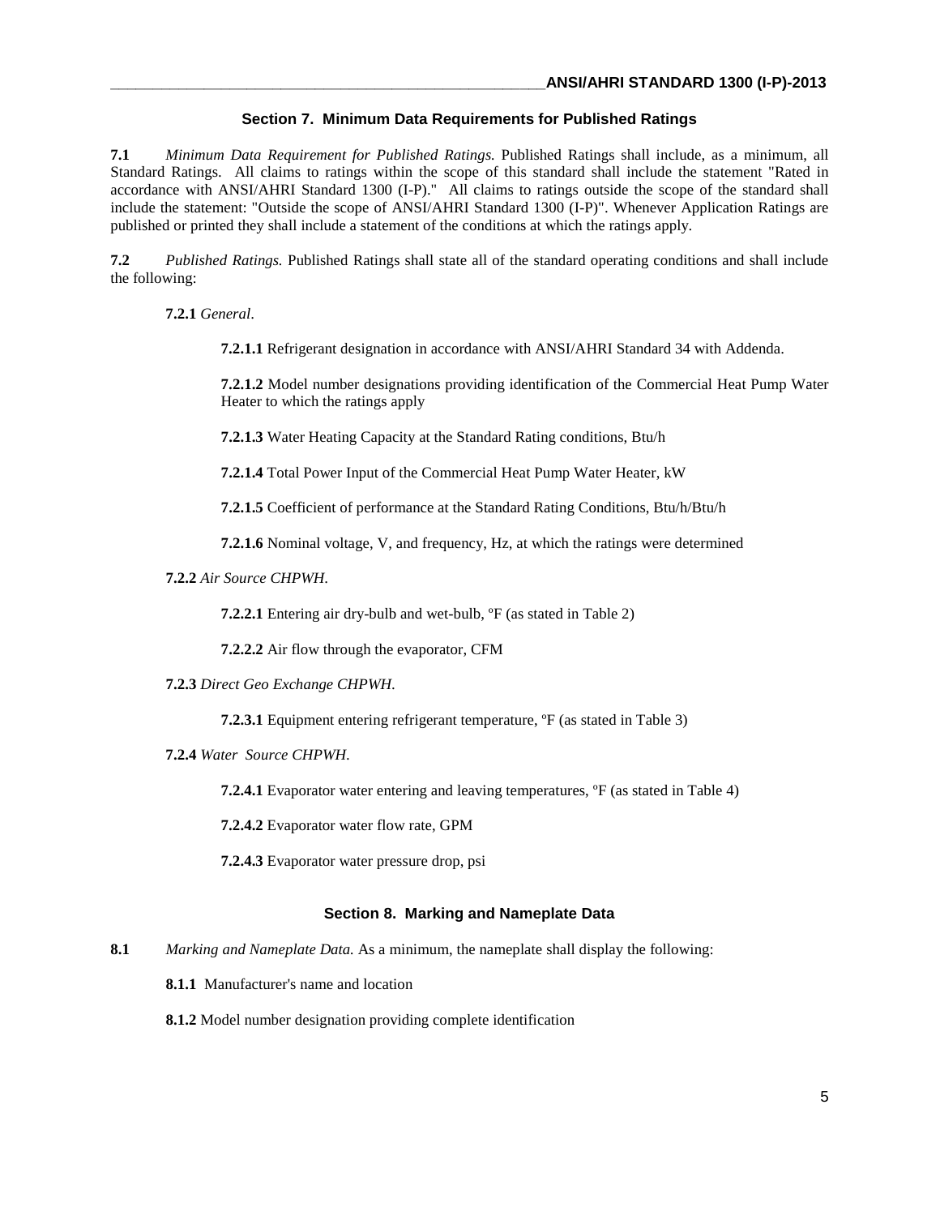## Section 7. Minimum Data Requirements for Published Ratings

**7.1** *Minimum Data Requirement for Published Ratings.* Published Ratings shall include, as a minimum, all Standard Ratings. All claims to ratings within the scope of this standard shall include the statement "Rated in accordance with ANSI/AHRI Standard 1300 (I-P)." All claims to ratings outside the scope of the standard shall include the statement: "Outside the scope of ANSI/AHRI Standard 1300 (I-P)". Whenever Application Ratings are published or printed they shall include a statement of the conditions at which the ratings apply.

**7.2** *Published Ratings.* Published Ratings shall state all of the standard operating conditions and shall include the following:

**7.2.1** *General*.

**7.2.1.1** Refrigerant designation in accordance with ANSI/AHRI Standard 34 with Addenda.

**7.2.1.2** Model number designations providing identification of the Commercial Heat Pump Water Heater to which the ratings apply

**7.2.1.3** Water Heating Capacity at the Standard Rating conditions, Btu/h

**7.2.1.4** Total Power Input of the Commercial Heat Pump Water Heater, kW

**7.2.1.5** Coefficient of performance at the Standard Rating Conditions, Btu/h/Btu/h

**7.2.1.6** Nominal voltage, V, and frequency, Hz, at which the ratings were determined

**7.2.2** *Air Source CHPWH*.

**7.2.2.1** Entering air dry-bulb and wet-bulb, ºF (as stated in Table 2)

**7.2.2.2** Air flow through the evaporator, CFM

**7.2.3** *Direct Geo Exchange CHPWH*.

**7.2.3.1** Equipment entering refrigerant temperature, ºF (as stated in Table 3)

**7.2.4** *Water Source CHPWH*.

**7.2.4.1** Evaporator water entering and leaving temperatures, ºF (as stated in Table 4)

**7.2.4.2** Evaporator water flow rate, GPM

**7.2.4.3** Evaporator water pressure drop, psi

## Section 8. Marking and Nameplate Data

**8.1** *Marking and Nameplate Data.* As a minimum, the nameplate shall display the following:

**8.1.1** Manufacturer's name and location

**8.1.2** Model number designation providing complete identification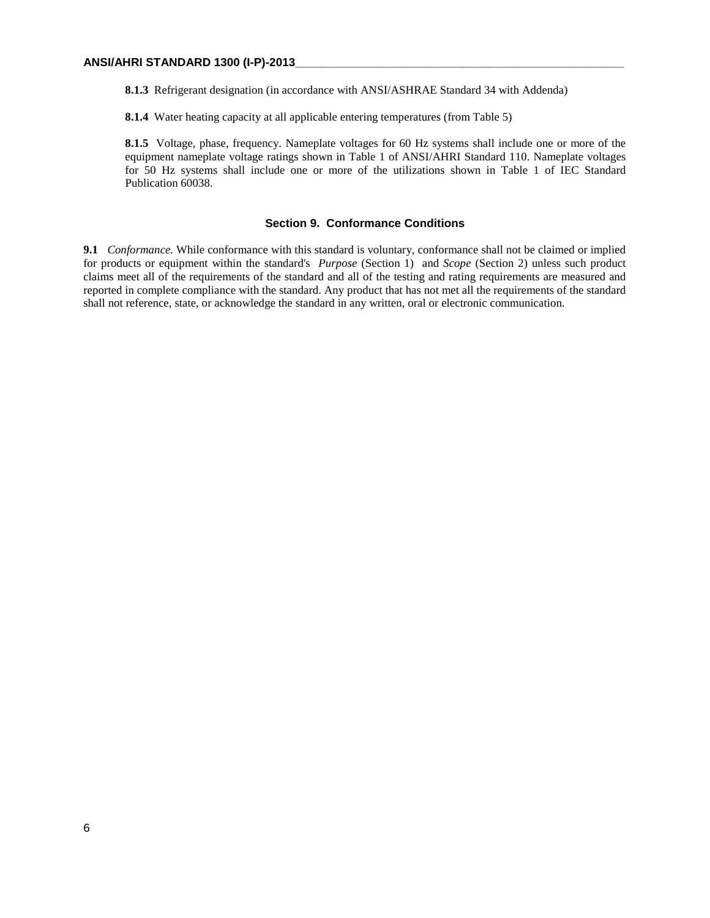**8.1.3** Refrigerant designation (in accordance with ANSI/ASHRAE Standard 34 with Addenda)

**8.1.4** Water heating capacity at all applicable entering temperatures (from Table 5)

**8.1.5** Voltage, phase, frequency. Nameplate voltages for 60 Hz systems shall include one or more of the equipment nameplate voltage ratings shown in Table 1 of ANSI/AHRI Standard 110. Nameplate voltages for 50 Hz systems shall include one or more of the utilizations shown in Table 1 of IEC Standard Publication 60038.

## Section 9. Conformance Conditions

**9.1** *Conformance.* While conformance with this standard is voluntary, conformance shall not be claimed or implied for products or equipment within the standard's *Purpose* (Section 1) and *Scope* (Section 2) unless such product claims meet all of the requirements of the standard and all of the testing and rating requirements are measured and reported in complete compliance with the standard. Any product that has not met all the requirements of the standard shall not reference, state, or acknowledge the standard in any written, oral or electronic communication.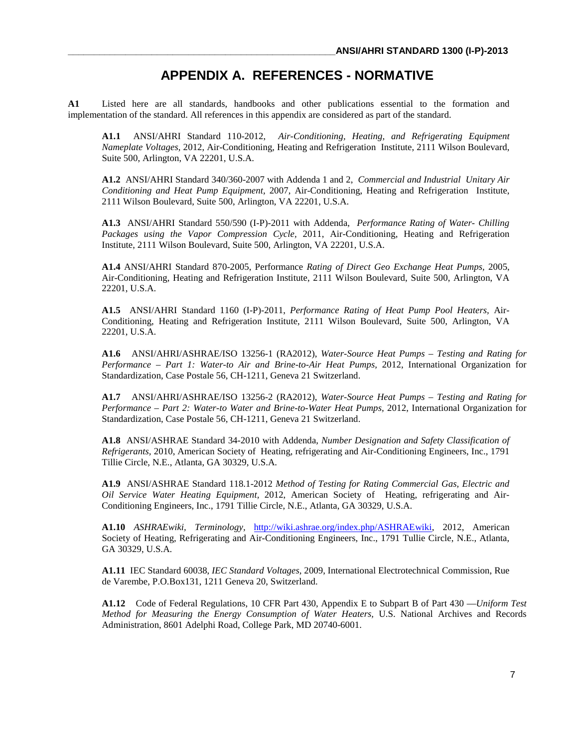# APPENDIX A. REFERENCES - NORMATIVE

**A1** Listed here are all standards, handbooks and other publications essential to the formation and implementation of the standard. All references in this appendix are considered as part of the standard.

**A1.1** ANSI/AHRI Standard 110-2012, *Air-Conditioning, Heating, and Refrigerating Equipment Nameplate Voltages*, 2012, Air-Conditioning, Heating and Refrigeration Institute, 2111 Wilson Boulevard, Suite 500, Arlington, VA 22201, U.S.A.

**A1.2** ANSI/AHRI Standard 340/360-2007 with Addenda 1 and 2, *Commercial and Industrial Unitary Air Conditioning and Heat Pump Equipment,* 2007, Air-Conditioning, Heating and Refrigeration Institute, 2111 Wilson Boulevard, Suite 500, Arlington, VA 22201, U.S.A.

**A1.3** ANSI/AHRI Standard 550/590 (I-P)-2011 with Addenda, *Performance Rating of Water- Chilling Packages using the Vapor Compression Cycle,* 2011, Air-Conditioning, Heating and Refrigeration Institute, 2111 Wilson Boulevard, Suite 500, Arlington, VA 22201, U.S.A.

**A1.4** ANSI/AHRI Standard 870-2005, Performance *Rating of Direct Geo Exchange Heat Pumps,* 2005, Air-Conditioning, Heating and Refrigeration Institute, 2111 Wilson Boulevard, Suite 500, Arlington, VA 22201, U.S.A.

**A1.5** ANSI/AHRI Standard 1160 (I-P)-2011, *Performance Rating of Heat Pump Pool Heaters,* Air-Conditioning, Heating and Refrigeration Institute, 2111 Wilson Boulevard, Suite 500, Arlington, VA 22201, U.S.A.

**A1.6** ANSI/AHRI/ASHRAE/ISO 13256-1 (RA2012), *Water-Source Heat Pumps – Testing and Rating for Performance – Part 1: Water-to Air and Brine-to-Air Heat Pumps,* 2012, International Organization for Standardization, Case Postale 56, CH-1211, Geneva 21 Switzerland.

**A1.7** ANSI/AHRI/ASHRAE/ISO 13256-2 (RA2012), *Water-Source Heat Pumps – Testing and Rating for Performance – Part 2: Water-to Water and Brine-to-Water Heat Pumps,* 2012, International Organization for Standardization, Case Postale 56, CH-1211, Geneva 21 Switzerland.

**A1.8** ANSI/ASHRAE Standard 34-2010 with Addenda, *Number Designation and Safety Classification of Refrigerants,* 2010, American Society of Heating, refrigerating and Air-Conditioning Engineers, Inc., 1791 Tillie Circle, N.E., Atlanta, GA 30329, U.S.A.

**A1.9** ANSI/ASHRAE Standard 118.1-2012 *Method of Testing for Rating Commercial Gas, Electric and Oil Service Water Heating Equipment,* 2012, American Society of Heating, refrigerating and Air-Conditioning Engineers, Inc., 1791 Tillie Circle, N.E., Atlanta, GA 30329, U.S.A.

**A1.10** *ASHRAEwiki, Terminology*, http://wiki.ashrae.org/index.php/ASHRAEwiki, 2012, American Society of Heating, Refrigerating and Air-Conditioning Engineers, Inc., 1791 Tullie Circle, N.E., Atlanta, GA 30329, U.S.A.

**A1.11** IEC Standard 60038, *IEC Standard Voltages,* 2009, International Electrotechnical Commission, Rue de Varembe, P.O.Box131, 1211 Geneva 20, Switzerland.

**A1.12** Code of Federal Regulations, 10 CFR Part 430, Appendix E to Subpart B of Part 430 —*Uniform Test Method for Measuring the Energy Consumption of Water Heaters,* U.S. National Archives and Records Administration, 8601 Adelphi Road, College Park, MD 20740-6001.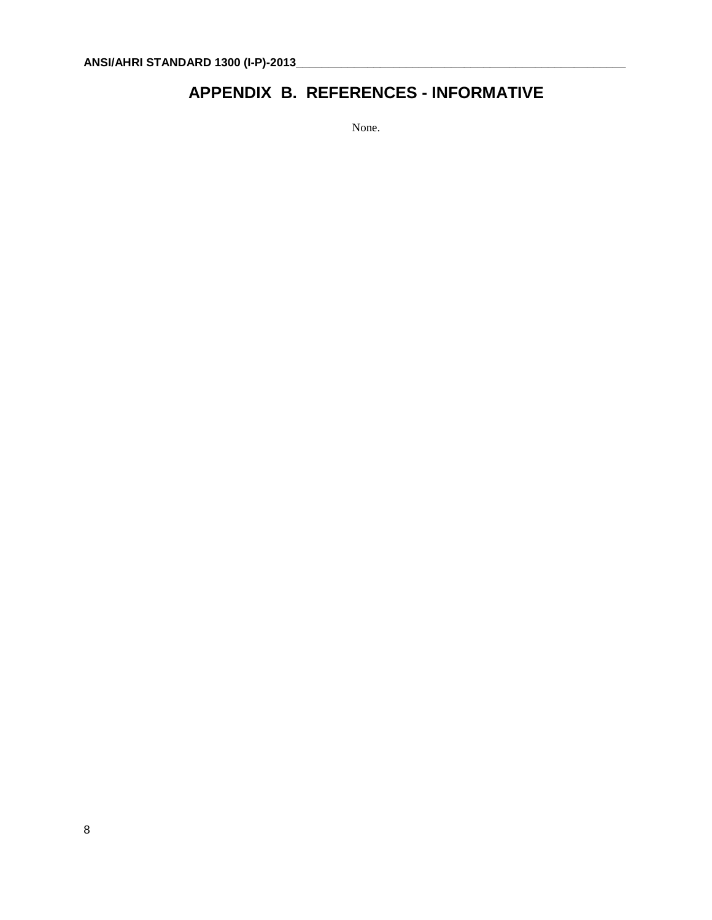# APPENDIX B. REFERENCES - INFORMATIVE

None.